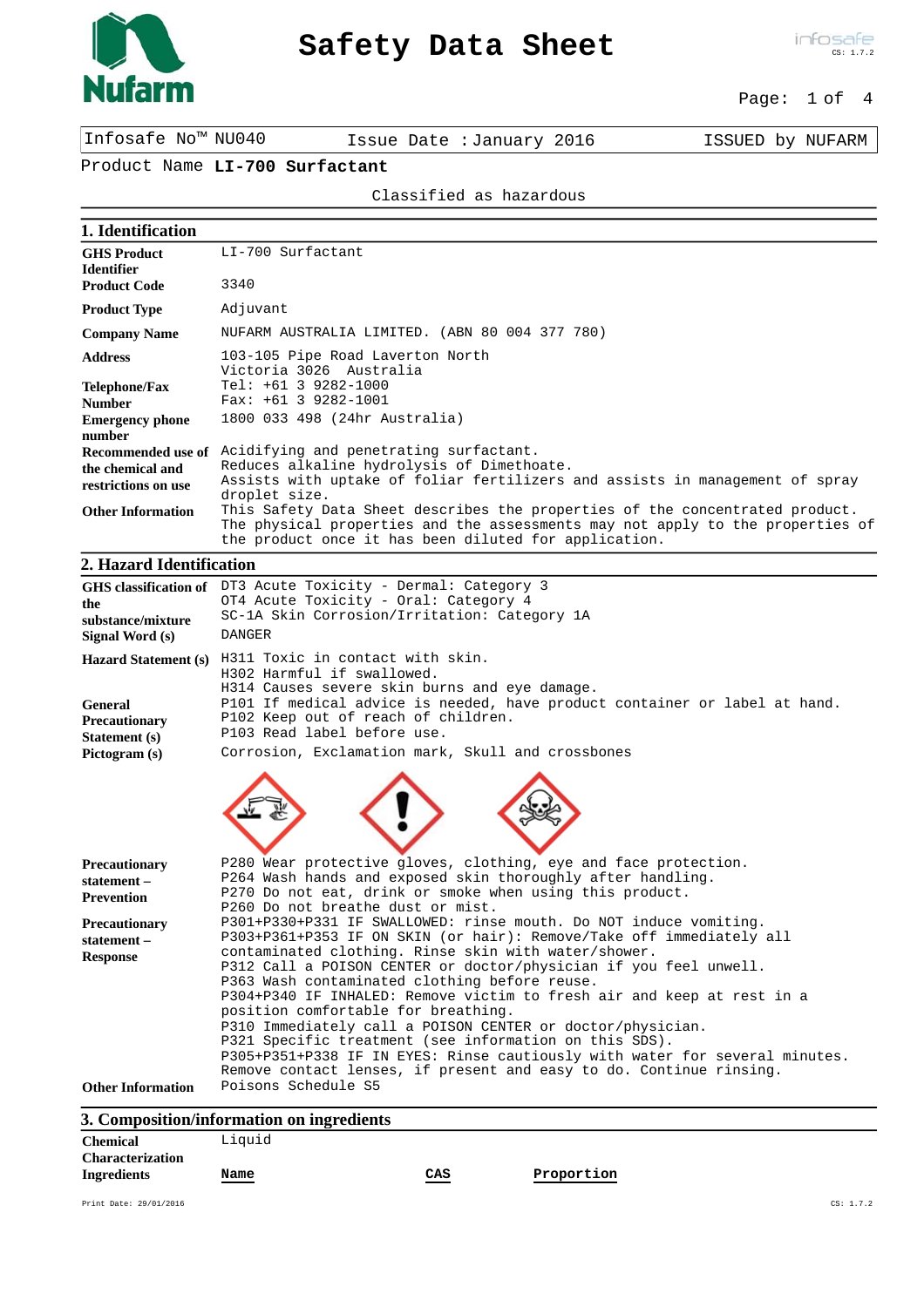# Safety Data Sheet

| Infosafe No™ NU040 | Issue Date : January 2016 | ISSUED by NUFARM |
|---|---|---|

Product Name **LI-700 Surfactant**

Classified as hazardous

## 1. Identification

| | |
|---|---|
| **GHS Product Identifier** | LI-700 Surfactant |
| **Product Code** | 3340 |
| **Product Type** | Adjuvant |
| **Company Name** | NUFARM AUSTRALIA LIMITED. (ABN 80 004 377 780) |
| **Address** | 103-105 Pipe Road Laverton North Victoria 3026 Australia |
| **Telephone/Fax Number** | Tel: +61 3 9282-1000<br>Fax: +61 3 9282-1001 |
| **Emergency phone number** | 1800 033 498 (24hr Australia) |
| **Recommended use of the chemical and restrictions on use** | Acidifying and penetrating surfactant.<br>Reduces alkaline hydrolysis of Dimethoate.<br>Assists with uptake of foliar fertilizers and assists in management of spray droplet size. |
| **Other Information** | This Safety Data Sheet describes the properties of the concentrated product. The physical properties and the assessments may not apply to the properties of the product once it has been diluted for application. |

## 2. Hazard Identification

| | |
|---|---|
| **GHS classification of the substance/mixture** | DT3 Acute Toxicity - Dermal: Category 3<br>OT4 Acute Toxicity - Oral: Category 4<br>SC-1A Skin Corrosion/Irritation: Category 1A |
| **Signal Word (s)** | DANGER |
| **Hazard Statement (s)** | H311 Toxic in contact with skin.<br>H302 Harmful if swallowed.<br>H314 Causes severe skin burns and eye damage. |
| **General Precautionary Statement (s)** | P101 If medical advice is needed, have product container or label at hand.<br>P102 Keep out of reach of children.<br>P103 Read label before use. |
| **Pictogram (s)** | Corrosion, Exclamation mark, Skull and crossbones |
| **Precautionary statement – Prevention** | P280 Wear protective gloves, clothing, eye and face protection.<br>P264 Wash hands and exposed skin thoroughly after handling.<br>P270 Do not eat, drink or smoke when using this product.<br>P260 Do not breathe dust or mist. |
| **Precautionary statement – Response** | P301+P330+P331 IF SWALLOWED: rinse mouth. Do NOT induce vomiting.<br>P303+P361+P353 IF ON SKIN (or hair): Remove/Take off immediately all contaminated clothing. Rinse skin with water/shower.<br>P312 Call a POISON CENTER or doctor/physician if you feel unwell.<br>P363 Wash contaminated clothing before reuse.<br>P304+P340 IF INHALED: Remove victim to fresh air and keep at rest in a position comfortable for breathing.<br>P310 Immediately call a POISON CENTER or doctor/physician.<br>P321 Specific treatment (see information on this SDS).<br>P305+P351+P338 IF IN EYES: Rinse cautiously with water for several minutes. Remove contact lenses, if present and easy to do. Continue rinsing. |
| **Other Information** | Poisons Schedule S5 |

## 3. Composition/information on ingredients

| | |
|---|---|
| **Chemical Characterization** | Liquid |

**Ingredients**

| Name | CAS | Proportion |
|---|---|---|

Print Date: 29/01/2016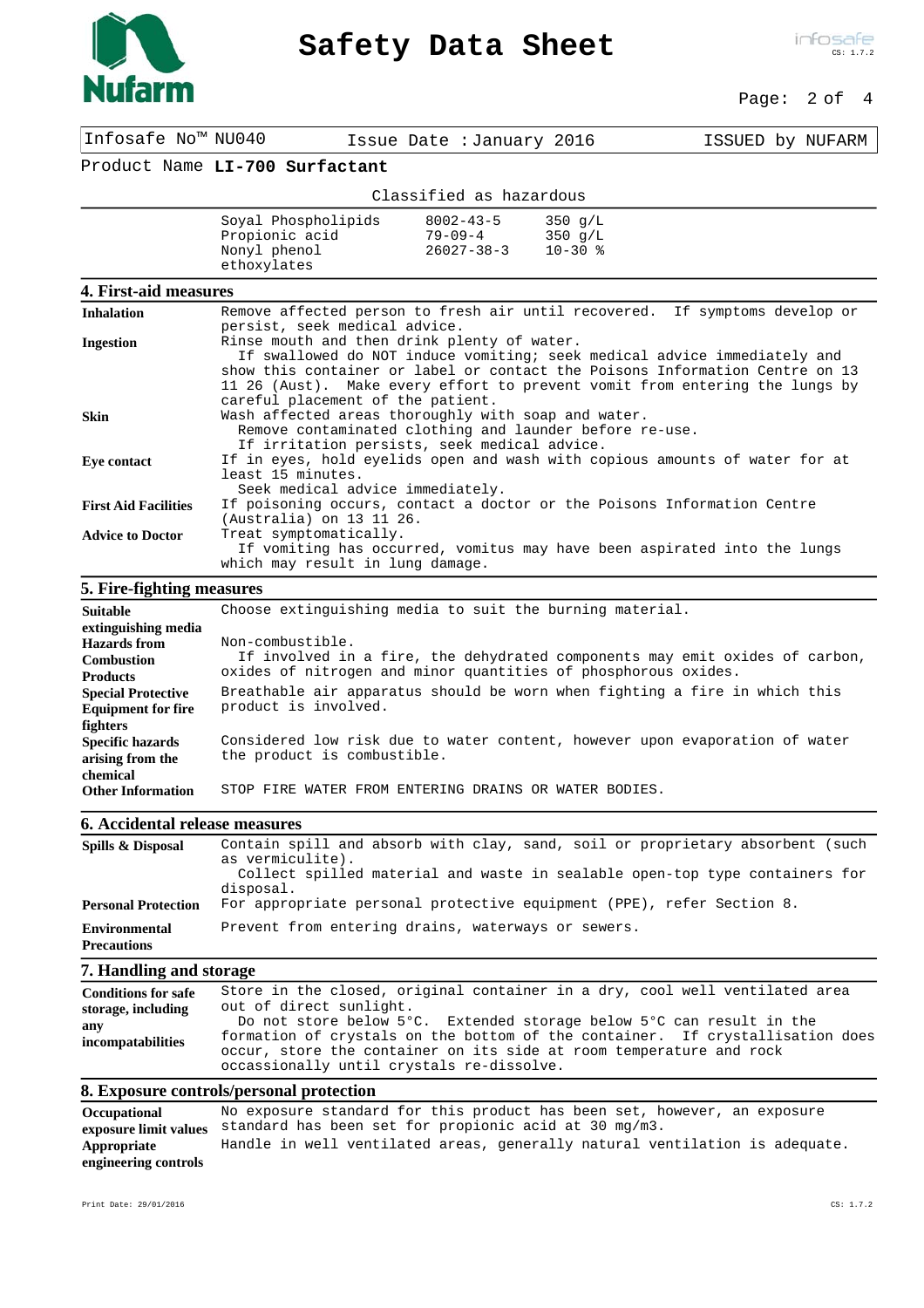Infosafe No™ NU040 | Issue Date : January 2016 | ISSUED by NUFARM

Product Name **LI-700 Surfactant**

Classified as hazardous

| | | |
|---|---|---|
| Soyal Phospholipids | 8002-43-5 | 350 g/L |
| Propionic acid | 79-09-4 | 350 g/L |
| Nonyl phenol ethoxylates | 26027-38-3 | 10-30 % |

## 4. First-aid measures

**Inhalation**
Remove affected person to fresh air until recovered. If symptoms develop or persist, seek medical advice.

**Ingestion**
Rinse mouth and then drink plenty of water.
If swallowed do NOT induce vomiting; seek medical advice immediately and show this container or label or contact the Poisons Information Centre on 13 11 26 (Aust). Make every effort to prevent vomit from entering the lungs by careful placement of the patient.

**Skin**
Wash affected areas thoroughly with soap and water.
Remove contaminated clothing and launder before re-use.
If irritation persists, seek medical advice.

**Eye contact**
If in eyes, hold eyelids open and wash with copious amounts of water for at least 15 minutes.
Seek medical advice immediately.

**First Aid Facilities**
If poisoning occurs, contact a doctor or the Poisons Information Centre (Australia) on 13 11 26.

**Advice to Doctor**
Treat symptomatically.
If vomiting has occurred, vomitus may have been aspirated into the lungs which may result in lung damage.

## 5. Fire-fighting measures

**Suitable extinguishing media**
Choose extinguishing media to suit the burning material.

**Hazards from Combustion Products**
Non-combustible.
If involved in a fire, the dehydrated components may emit oxides of carbon, oxides of nitrogen and minor quantities of phosphorous oxides.

**Special Protective Equipment for fire fighters**
Breathable air apparatus should be worn when fighting a fire in which this product is involved.

**Specific hazards arising from the chemical**
Considered low risk due to water content, however upon evaporation of water the product is combustible.

**Other Information**
STOP FIRE WATER FROM ENTERING DRAINS OR WATER BODIES.

## 6. Accidental release measures

**Spills & Disposal**
Contain spill and absorb with clay, sand, soil or proprietary absorbent (such as vermiculite).
Collect spilled material and waste in sealable open-top type containers for disposal.

**Personal Protection**
For appropriate personal protective equipment (PPE), refer Section 8.

**Environmental Precautions**
Prevent from entering drains, waterways or sewers.

## 7. Handling and storage

**Conditions for safe storage, including any incompatabilities**
Store in the closed, original container in a dry, cool well ventilated area out of direct sunlight.
Do not store below 5°C. Extended storage below 5°C can result in the formation of crystals on the bottom of the container. If crystallisation does occur, store the container on its side at room temperature and rock occassionally until crystals re-dissolve.

## 8. Exposure controls/personal protection

**Occupational exposure limit values**
No exposure standard for this product has been set, however, an exposure standard has been set for propionic acid at 30 mg/m3.

**Appropriate engineering controls**
Handle in well ventilated areas, generally natural ventilation is adequate.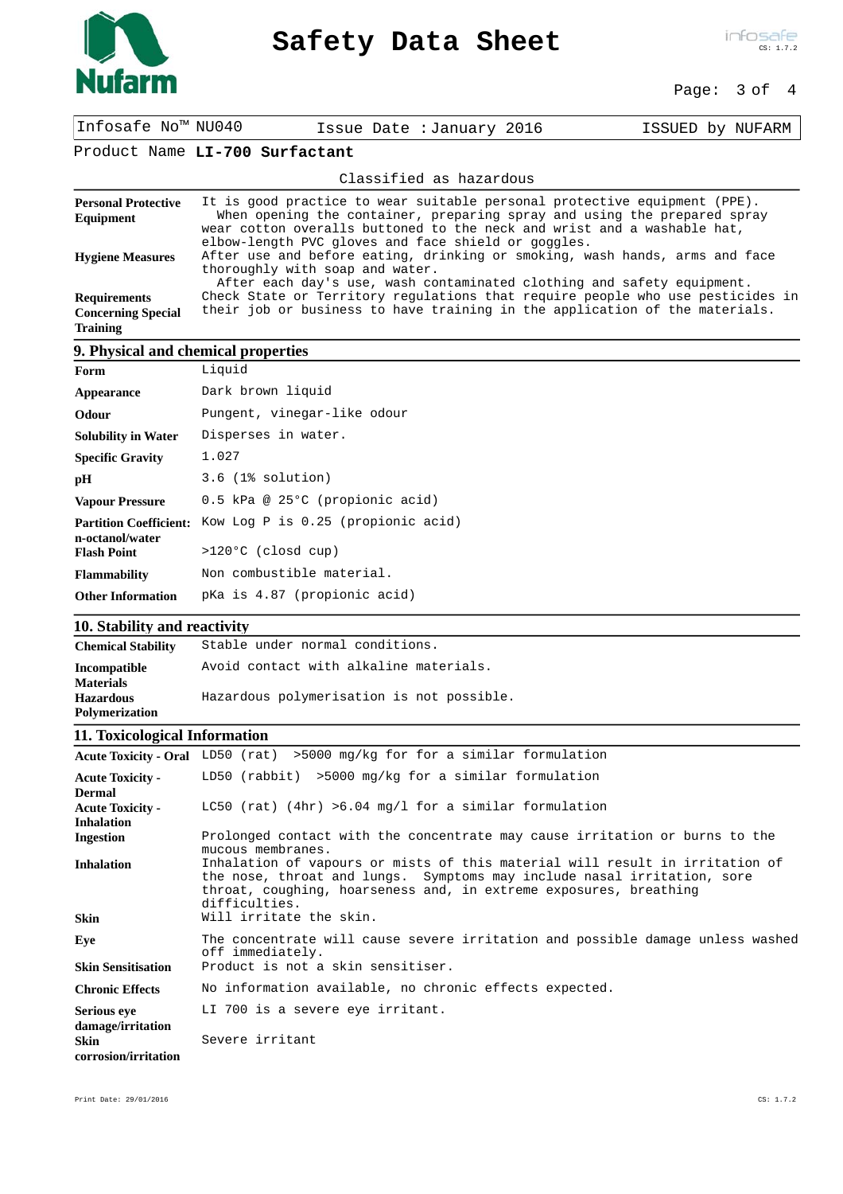Infosafe™ No NU040 | Issue Date : January 2016 | ISSUED by NUFARM

Product Name **LI-700 Surfactant**

Classified as hazardous

| | |
|---|---|
| **Personal Protective Equipment** | It is good practice to wear suitable personal protective equipment (PPE). When opening the container, preparing spray and using the prepared spray wear cotton overalls buttoned to the neck and wrist and a washable hat, elbow-length PVC gloves and face shield or goggles. |
| **Hygiene Measures** | After use and before eating, drinking or smoking, wash hands, arms and face thoroughly with soap and water. After each day's use, wash contaminated clothing and safety equipment. |
| **Requirements Concerning Special Training** | Check State or Territory regulations that require people who use pesticides in their job or business to have training in the application of the materials. |

## 9. Physical and chemical properties

| | |
|---|---|
| **Form** | Liquid |
| **Appearance** | Dark brown liquid |
| **Odour** | Pungent, vinegar-like odour |
| **Solubility in Water** | Disperses in water. |
| **Specific Gravity** | 1.027 |
| **pH** | 3.6 (1% solution) |
| **Vapour Pressure** | 0.5 kPa @ 25°C (propionic acid) |
| **Partition Coefficient: n-octanol/water** | Kow Log P is 0.25 (propionic acid) |
| **Flash Point** | >120°C (closd cup) |
| **Flammability** | Non combustible material. |
| **Other Information** | pKa is 4.87 (propionic acid) |

## 10. Stability and reactivity

| | |
|---|---|
| **Chemical Stability** | Stable under normal conditions. |
| **Incompatible Materials** | Avoid contact with alkaline materials. |
| **Hazardous Polymerisation** | Hazardous polymerisation is not possible. |

## 11. Toxicological Information

| | |
|---|---|
| **Acute Toxicity - Oral** | LD50 (rat) >5000 mg/kg for for a similar formulation |
| **Acute Toxicity - Dermal** | LD50 (rabbit) >5000 mg/kg for a similar formulation |
| **Acute Toxicity - Inhalation** | LC50 (rat) (4hr) >6.04 mg/l for a similar formulation |
| **Ingestion** | Prolonged contact with the concentrate may cause irritation or burns to the mucous membranes. |
| **Inhalation** | Inhalation of vapours or mists of this material will result in irritation of the nose, throat and lungs. Symptoms may include nasal irritation, sore throat, coughing, hoarseness and, in extreme exposures, breathing difficulties. |
| **Skin** | Will irritate the skin. |
| **Eye** | The concentrate will cause severe irritation and possible damage unless washed off immediately. |
| **Skin Sensitisation** | Product is not a skin sensitiser. |
| **Chronic Effects** | No information available, no chronic effects expected. |
| **Serious eye damage/irritation** | LI 700 is a severe eye irritant. |
| **Skin corrosion/irritation** | Severe irritant |

Print Date: 29/01/2016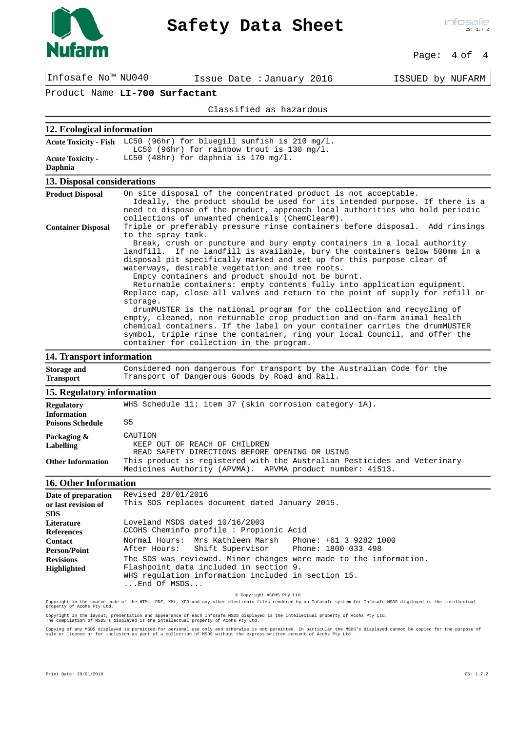Infosafe No™ NU040 Issue Date : January 2016 ISSUED by NUFARM

Product Name **LI-700 Surfactant**

Classified as hazardous

## 12. Ecological information

**Acute Toxicity - Fish**
LC50 (96hr) for bluegill sunfish is 210 mg/l.
LC50 (96hr) for rainbow trout is 130 mg/l.

**Acute Toxicity - Daphnia**
LC50 (48hr) for daphnia is 170 mg/l.

## 13. Disposal considerations

**Product Disposal**
On site disposal of the concentrated product is not acceptable.
Ideally, the product should be used for its intended purpose. If there is a need to dispose of the product, approach local authorities who hold periodic collections of unwanted chemicals (ChemClear®).

**Container Disposal**
Triple or preferably pressure rinse containers before disposal. Add rinsings to the spray tank.
Break, crush or puncture and bury empty containers in a local authority landfill. If no landfill is available, bury the containers below 500mm in a disposal pit specifically marked and set up for this purpose clear of waterways, desirable vegetation and tree roots.
Empty containers and product should not be burnt.
Returnable containers: empty contents fully into application equipment. Replace cap, close all valves and return to the point of supply for refill or storage.
drumMUSTER is the national program for the collection and recycling of empty, cleaned, non returnable crop production and on-farm animal health chemical containers. If the label on your container carries the drumMUSTER symbol, triple rinse the container, ring your local Council, and offer the container for collection in the program.

## 14. Transport information

**Storage and Transport**
Considered non dangerous for transport by the Australian Code for the Transport of Dangerous Goods by Road and Rail.

## 15. Regulatory information

**Regulatory Information**
WHS Schedule 11: item 37 (skin corrosion category 1A).

**Poisons Schedule**
S5

**Packaging & Labelling**
CAUTION
KEEP OUT OF REACH OF CHILDREN
READ SAFETY DIRECTIONS BEFORE OPENING OR USING

**Other Information**
This product is registered with the Australian Pesticides and Veterinary Medicines Authority (APVMA). APVMA product number: 41513.

## 16. Other Information

**Date of preparation or last revision of SDS**
Revised 28/01/2016
This SDS replaces document dated January 2015.

**Literature References**
Loveland MSDS dated 10/16/2003
CCOHS Cheminfo profile : Propionic Acid

**Contact Person/Point**
Normal Hours: Mrs Kathleen Marsh Phone: +61 3 9282 1000
After Hours: Shift Supervisor Phone: 1800 033 498

**Revisions Highlighted**
The SDS was reviewed. Minor changes were made to the information.
Flashpoint data included in section 9.
WHS regulation information included in section 15.
...End Of MSDS...

© Copyright ACOHS Pty Ltd

Copyright in the source code of the HTML, PDF, XML, XFO and any other electronic files rendered by an Infosafe system for Infosafe MSDS displayed is the intellectual property of Acohs Pty Ltd.

Copyright in the layout, presentation and appearance of each Infosafe MSDS displayed is the intellectual property of Acohs Pty Ltd.
The compilation of MSDS's displayed is the intellectual property of Acohs Pty Ltd.

Copying of any MSDS displayed is permitted for personal use only and otherwise is not permitted. In particular the MSDS's displayed cannot be copied for the purpose of sale or licence or for inclusion as part of a collection of MSDS without the express written consent of Acohs Pty Ltd.

Print Date: 29/01/2016